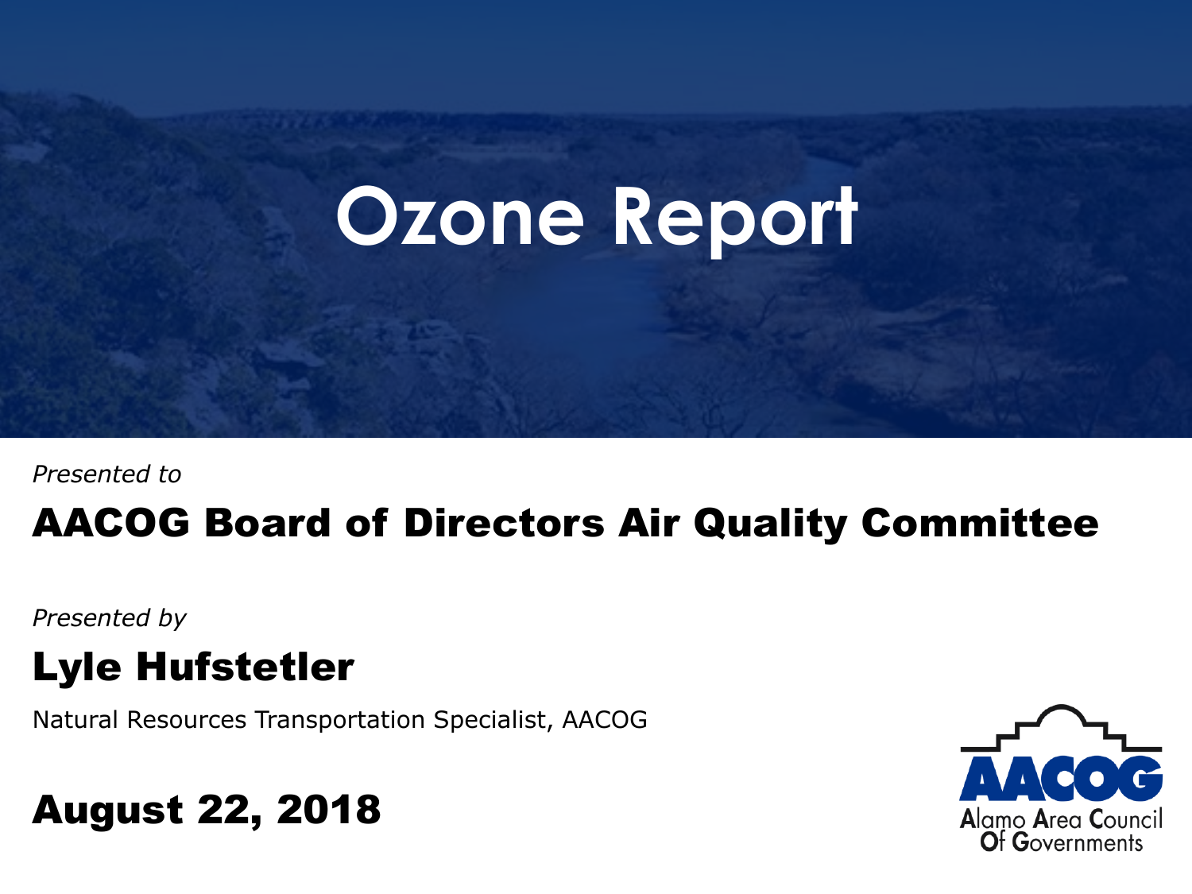# Ozone Report

*Presented to*

## AACOG Board of Directors Air Quality Committee

*Presented by*

## Lyle Hufstetler

Natural Resources Transportation Specialist, AACOG

## August 22, 2018

AACOG
Alamo Area Council Of Governments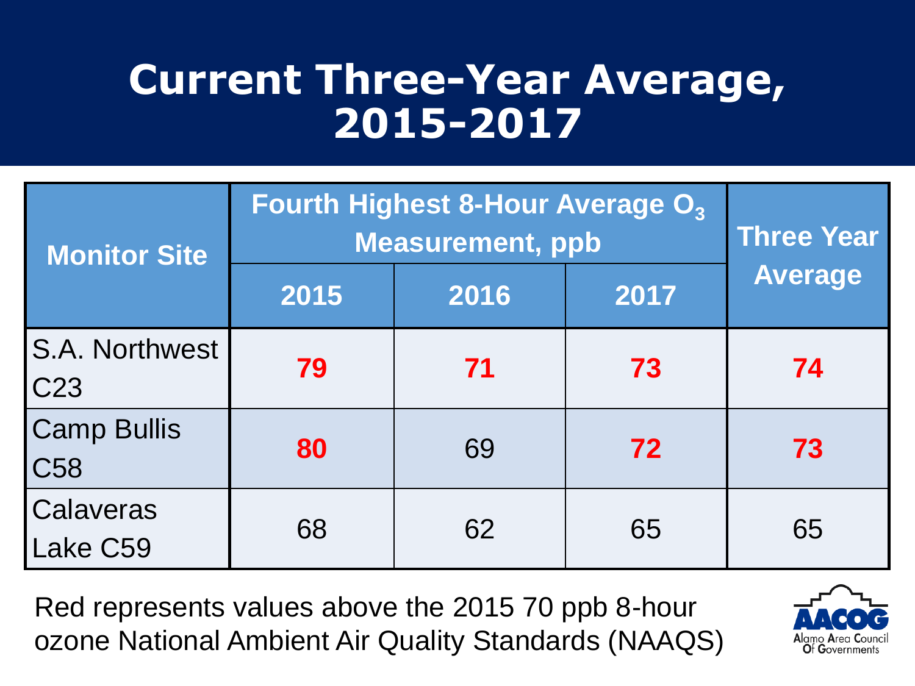# Current Three-Year Average, 2015-2017

| Monitor Site | Fourth Highest 8-Hour Average $O_3$ Measurement, ppb | | | Three Year Average |
|---|---|---|---|---|
| | 2015 | 2016 | 2017 | |
| S.A. Northwest C23 | **79** | **71** | **73** | **74** |
| Camp Bullis C58 | **80** | 69 | **72** | **73** |
| Calaveras Lake C59 | 68 | 62 | 65 | 65 |

Red represents values above the 2015 70 ppb 8-hour ozone National Ambient Air Quality Standards (NAAQS)

AACOG Alamo Area Council Of Governments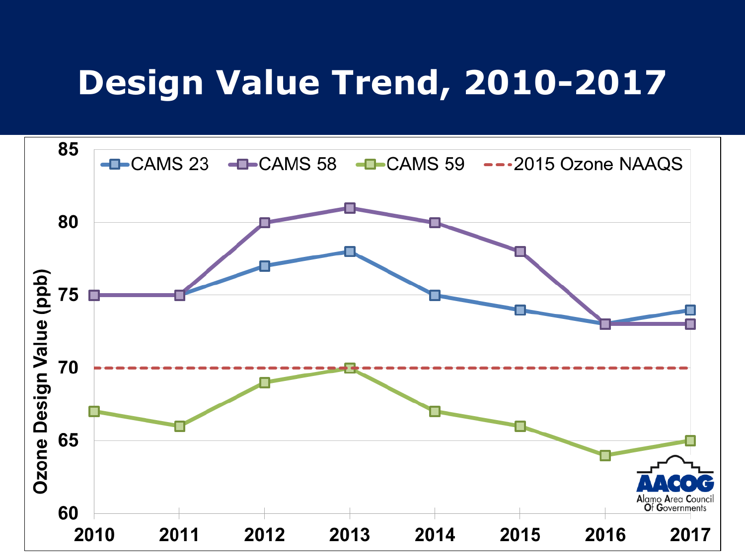# Design Value Trend, 2010-2017

| Year | CAMS 23 | CAMS 58 | CAMS 59 | 2015 Ozone NAAQS |
|---|---|---|---|---|
| 2010 | 75 | 75 | 67 | 70 |
| 2011 | 75 | 75 | 66 | 70 |
| 2012 | 77 | 80 | 69 | 70 |
| 2013 | 78 | 81 | 70 | 70 |
| 2014 | 75 | 80 | 67 | 70 |
| 2015 | 74 | 78 | 66 | 70 |
| 2016 | 73 | 73 | 64 | 70 |
| 2017 | 74 | 73 | 65 | 70 |

Ozone Design Value (ppb)

AACOG
Alamo Area Council Of Governments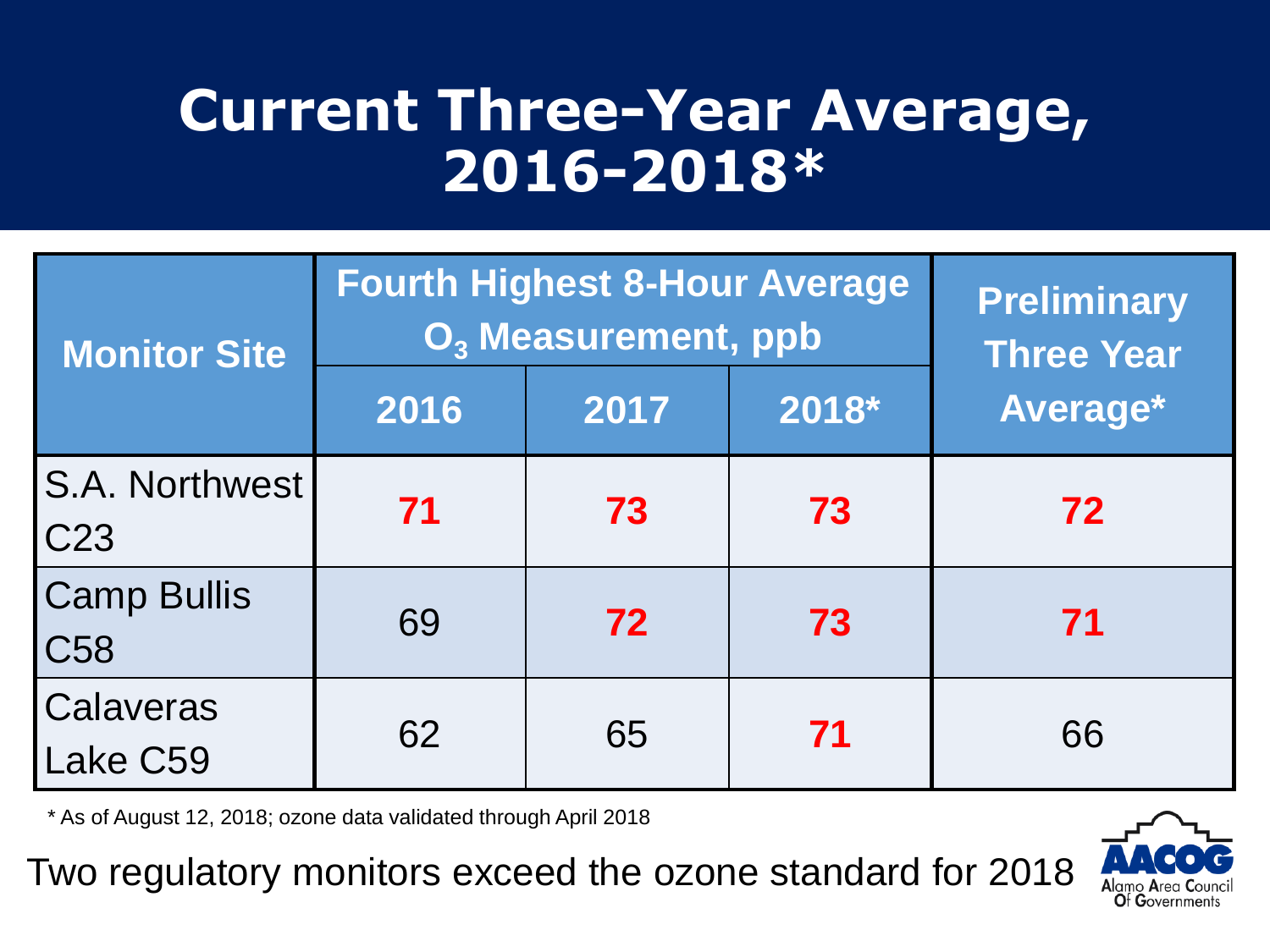# Current Three-Year Average, 2016-2018*

| Monitor Site | Fourth Highest 8-Hour Average $O_3$ Measurement, ppb | | | Preliminary Three Year Average* |
|---|---|---|---|---|
| | 2016 | 2017 | 2018* | |
| S.A. Northwest C23 | **71** | **73** | **73** | **72** |
| Camp Bullis C58 | 69 | **72** | **73** | **71** |
| Calaveras Lake C59 | 62 | 65 | **71** | 66 |

* As of August 12, 2018; ozone data validated through April 2018

Two regulatory monitors exceed the ozone standard for 2018

AACOG Alamo Area Council Of Governments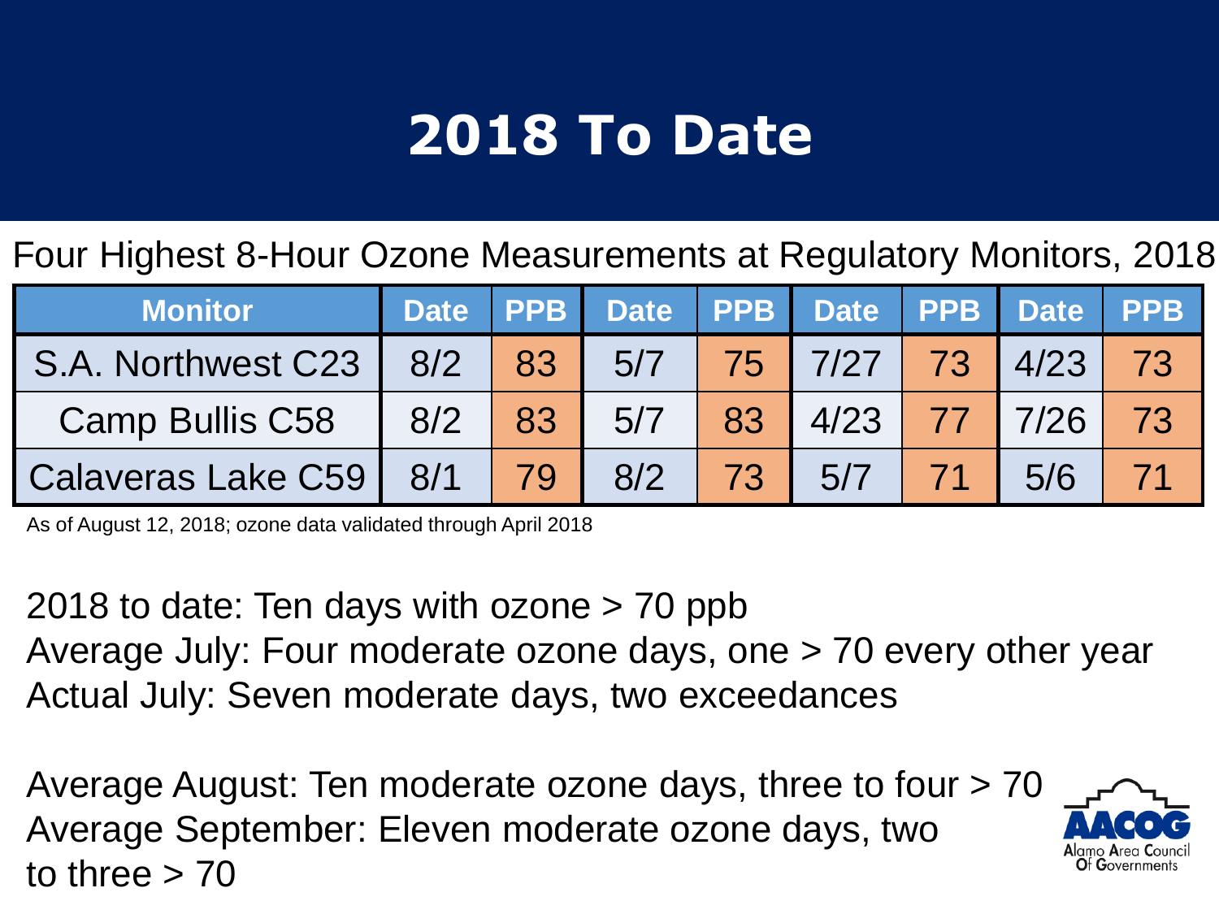# 2018 To Date

Four Highest 8-Hour Ozone Measurements at Regulatory Monitors, 2018

| Monitor | Date | PPB | Date | PPB | Date | PPB | Date | PPB |
|---|---|---|---|---|---|---|---|---|
| S.A. Northwest C23 | 8/2 | 83 | 5/7 | 75 | 7/27 | 73 | 4/23 | 73 |
| Camp Bullis C58 | 8/2 | 83 | 5/7 | 83 | 4/23 | 77 | 7/26 | 73 |
| Calaveras Lake C59 | 8/1 | 79 | 8/2 | 73 | 5/7 | 71 | 5/6 | 71 |

As of August 12, 2018; ozone data validated through April 2018

2018 to date: Ten days with ozone > 70 ppb
Average July: Four moderate ozone days, one > 70 every other year
Actual July: Seven moderate days, two exceedances

Average August: Ten moderate ozone days, three to four > 70
Average September: Eleven moderate ozone days, two to three > 70

AACOG Alamo Area Council Of Governments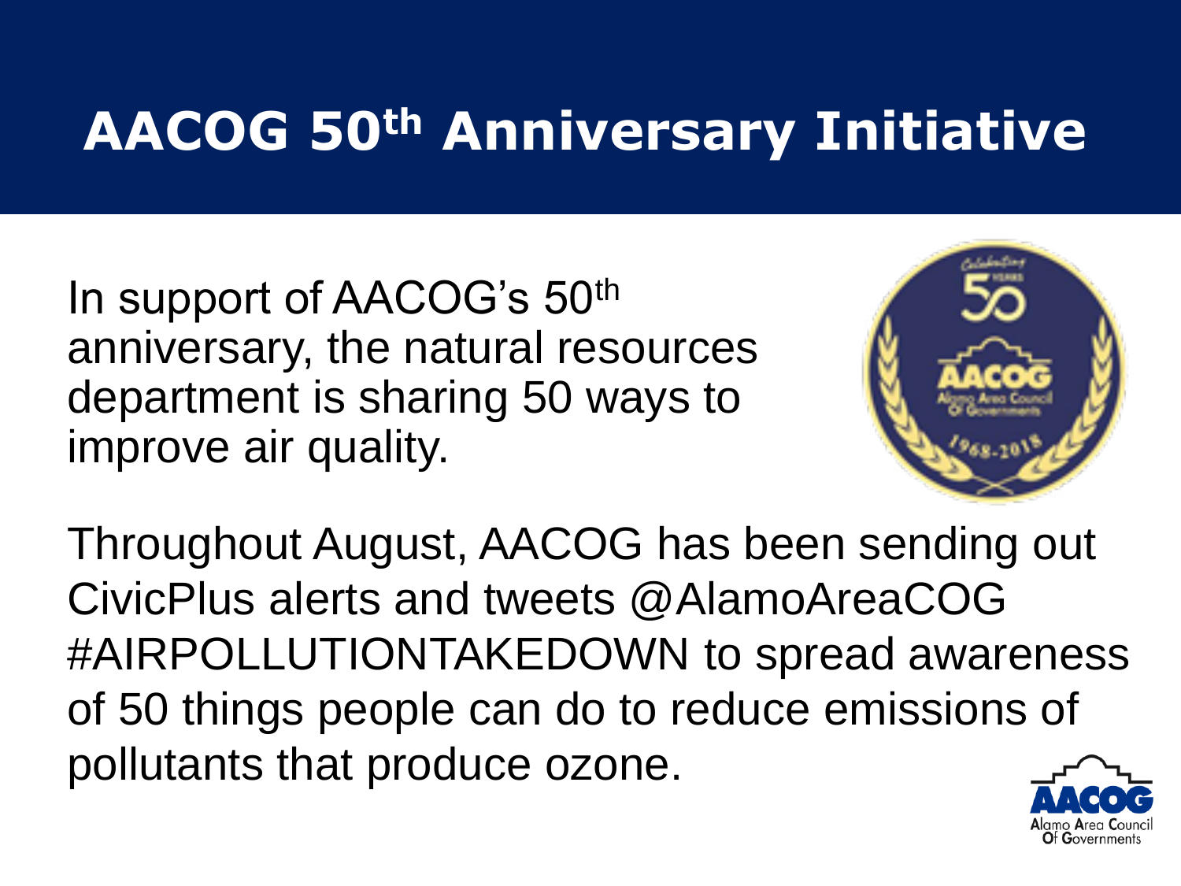# AACOG 50th Anniversary Initiative

In support of AACOG's 50th anniversary, the natural resources department is sharing 50 ways to improve air quality.

Throughout August, AACOG has been sending out CivicPlus alerts and tweets @AlamoAreaCOG #AIRPOLLUTIONTAKEDOWN to spread awareness of 50 things people can do to reduce emissions of pollutants that produce ozone.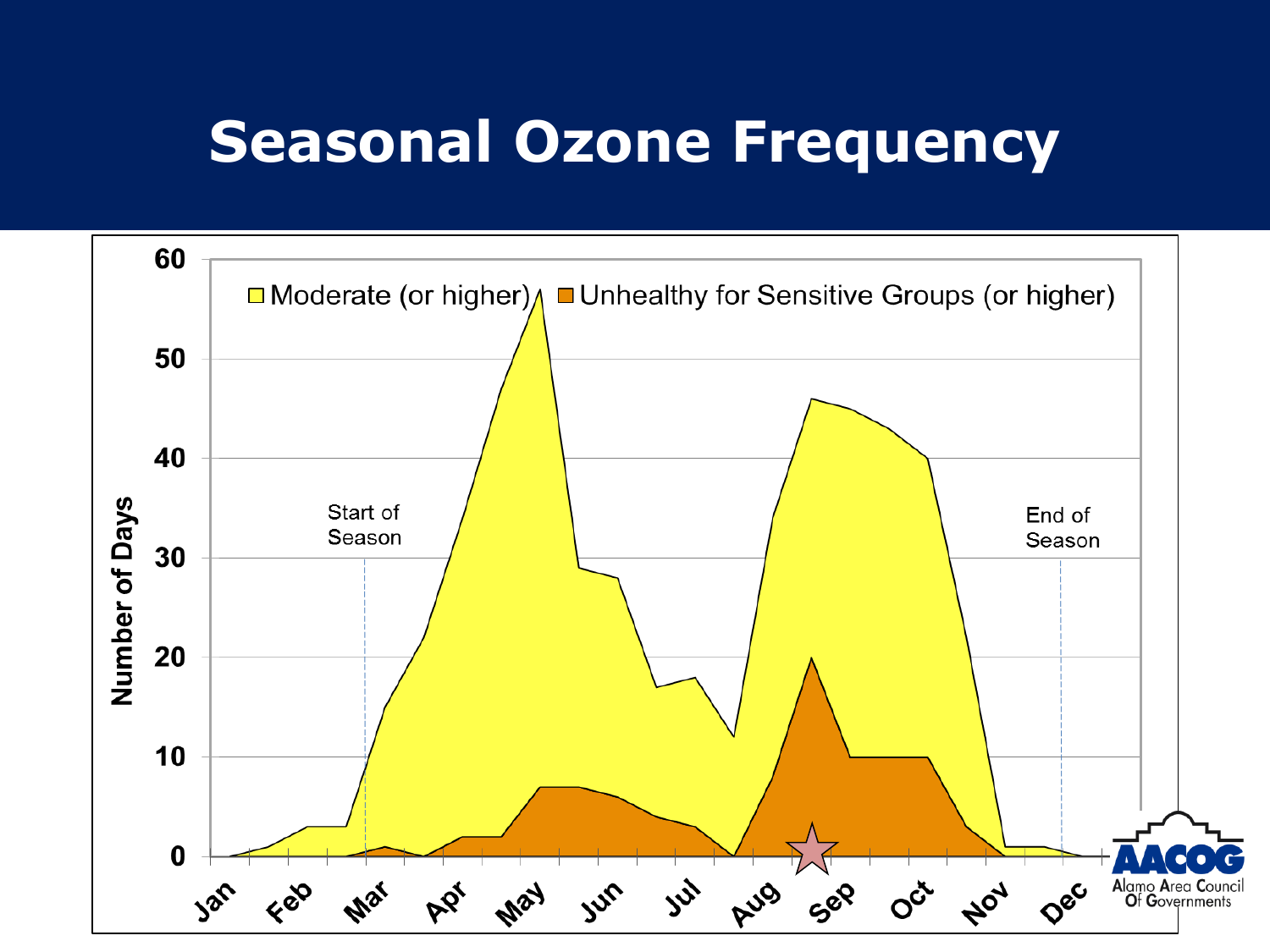# Seasonal Ozone Frequency

Moderate (or higher)
Unhealthy for Sensitive Groups (or higher)

Number of Days

60
50
40
30
20
10
0

Start of Season

End of Season

Jan
Feb
Mar
Apr
May
Jun
Jul
Aug
Sep
Oct
Nov
Dec

AACOG
Alamo Area Council Of Governments